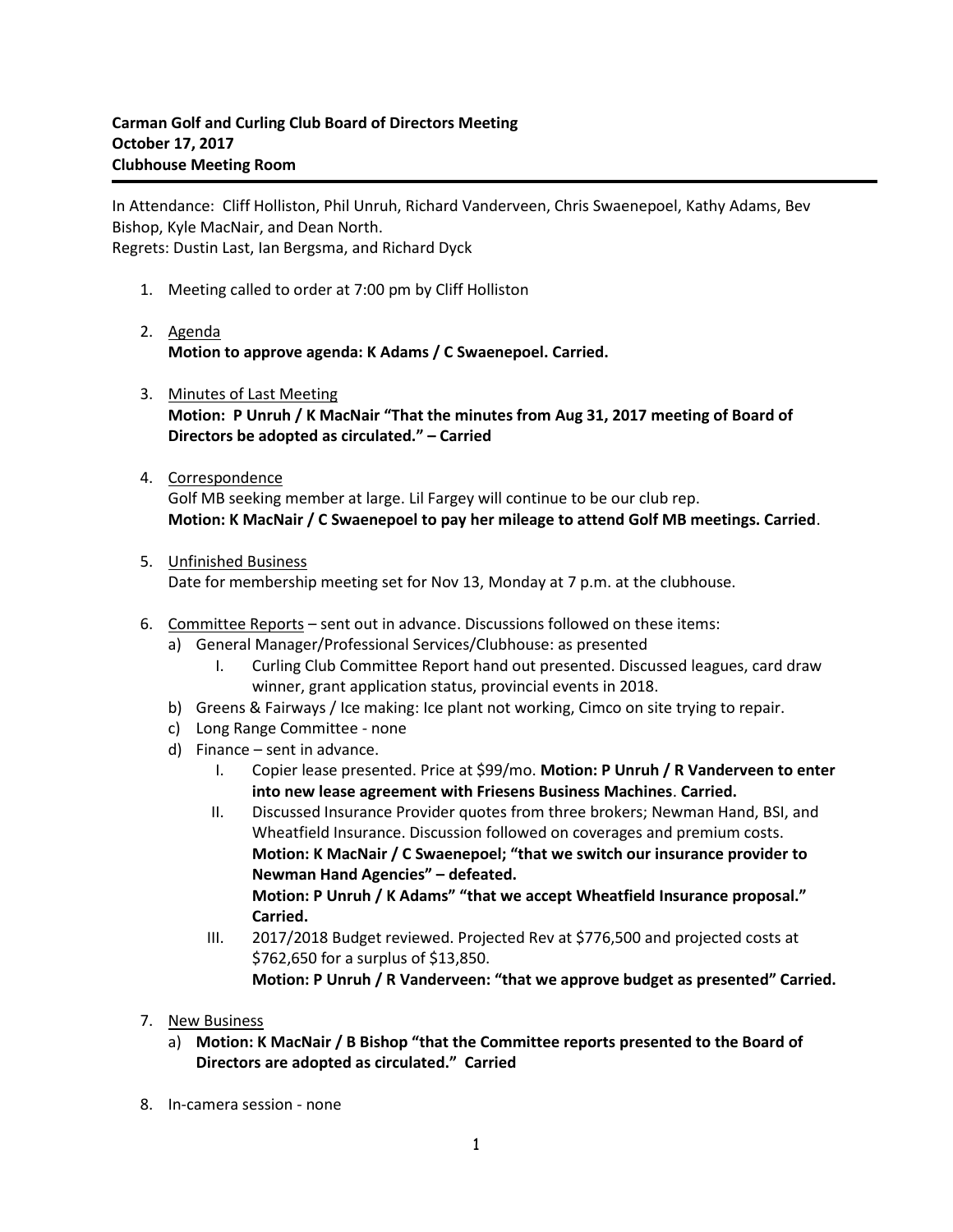**Carman Golf and Curling Club Board of Directors Meeting**
**October 17, 2017**
**Clubhouse Meeting Room**

---

In Attendance: Cliff Holliston, Phil Unruh, Richard Vanderveen, Chris Swaenepoel, Kathy Adams, Bev Bishop, Kyle MacNair, and Dean North.
Regrets: Dustin Last, Ian Bergsma, and Richard Dyck

1. Meeting called to order at 7:00 pm by Cliff Holliston

2. Agenda
   **Motion to approve agenda: K Adams / C Swaenepoel. Carried.**

3. Minutes of Last Meeting
   **Motion: P Unruh / K MacNair "That the minutes from Aug 31, 2017 meeting of Board of Directors be adopted as circulated." – Carried**

4. Correspondence
   Golf MB seeking member at large. Lil Fargey will continue to be our club rep.
   **Motion: K MacNair / C Swaenepoel to pay her mileage to attend Golf MB meetings. Carried**.

5. Unfinished Business
   Date for membership meeting set for Nov 13, Monday at 7 p.m. at the clubhouse.

6. Committee Reports – sent out in advance. Discussions followed on these items:
   a) General Manager/Professional Services/Clubhouse: as presented
      I. Curling Club Committee Report hand out presented. Discussed leagues, card draw winner, grant application status, provincial events in 2018.
   b) Greens & Fairways / Ice making: Ice plant not working, Cimco on site trying to repair.
   c) Long Range Committee - none
   d) Finance – sent in advance.
      I. Copier lease presented. Price at $99/mo. **Motion: P Unruh / R Vanderveen to enter into new lease agreement with Friesens Business Machines**. **Carried.**
      II. Discussed Insurance Provider quotes from three brokers; Newman Hand, BSI, and Wheatfield Insurance. Discussion followed on coverages and premium costs.
      **Motion: K MacNair / C Swaenepoel; "that we switch our insurance provider to Newman Hand Agencies" – defeated.**
      **Motion: P Unruh / K Adams" "that we accept Wheatfield Insurance proposal." Carried.**
      III. 2017/2018 Budget reviewed. Projected Rev at $776,500 and projected costs at $762,650 for a surplus of $13,850.
      **Motion: P Unruh / R Vanderveen: "that we approve budget as presented" Carried.**

7. New Business
   a) **Motion: K MacNair / B Bishop "that the Committee reports presented to the Board of Directors are adopted as circulated." Carried**

8. In-camera session - none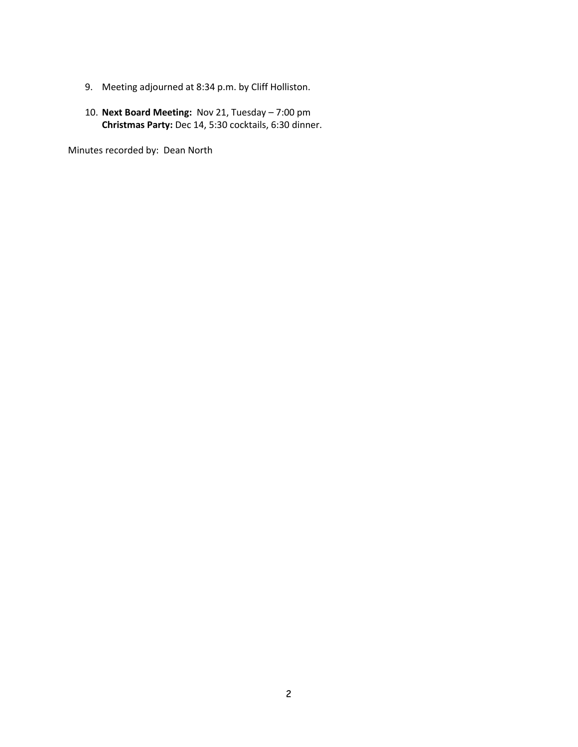9. Meeting adjourned at 8:34 p.m. by Cliff Holliston.

10. **Next Board Meeting:** Nov 21, Tuesday – 7:00 pm
    **Christmas Party:** Dec 14, 5:30 cocktails, 6:30 dinner.

Minutes recorded by: Dean North